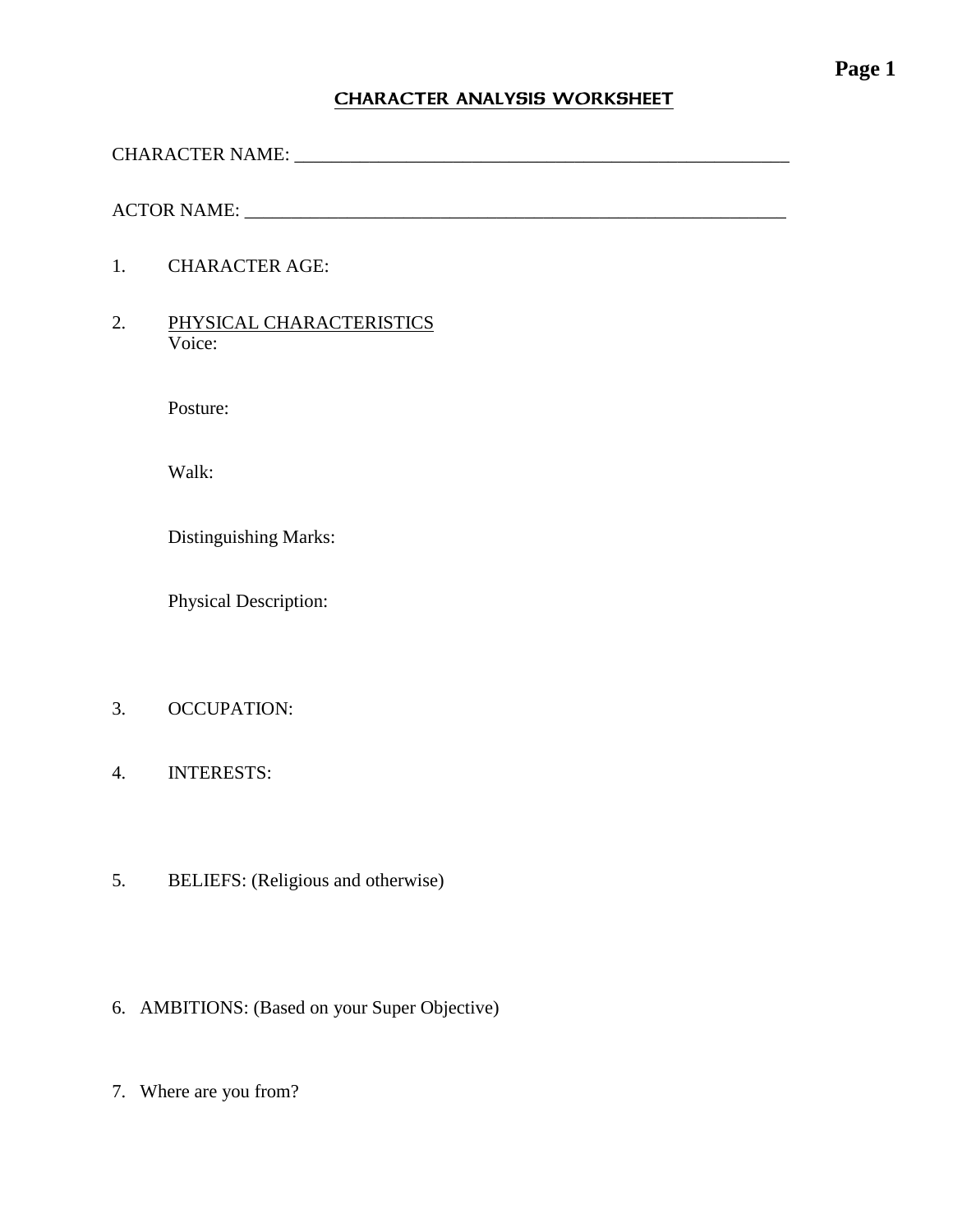# CHARACTER ANALYSIS WORKSHEET

CHARACTER NAME: _______________________________________________________

ACTOR NAME: ___________________________________________________________

1. CHARACTER AGE:

2. PHYSICAL CHARACTERISTICS

   Voice:

   Posture:

   Walk:

   Distinguishing Marks:

   Physical Description:

3. OCCUPATION:

4. INTERESTS:

5. BELIEFS: (Religious and otherwise)

6. AMBITIONS: (Based on your Super Objective)

7. Where are you from?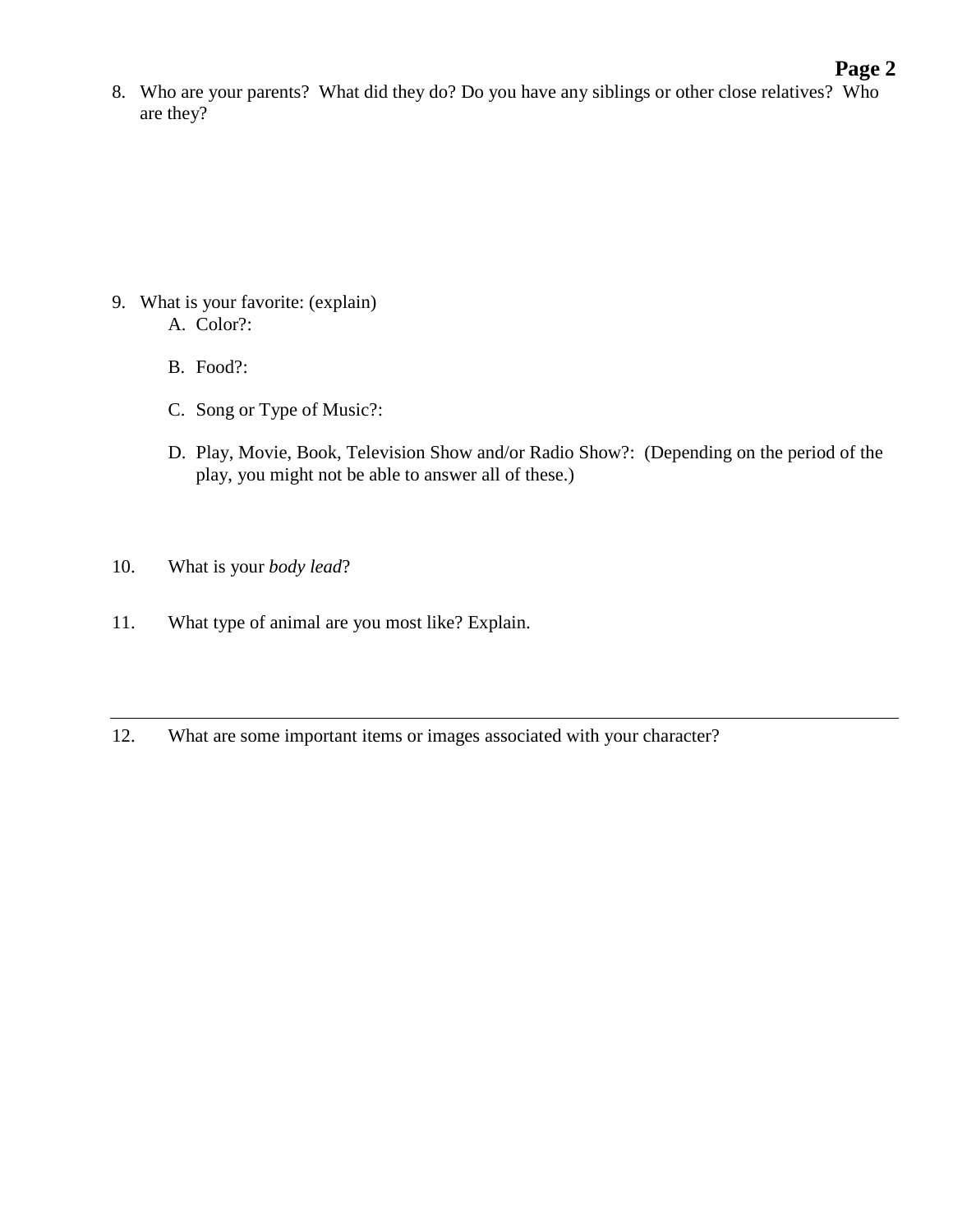8. Who are your parents? What did they do? Do you have any siblings or other close relatives? Who are they?

9. What is your favorite: (explain)
   A. Color?:

   B. Food?:

   C. Song or Type of Music?:

   D. Play, Movie, Book, Television Show and/or Radio Show?: (Depending on the period of the play, you might not be able to answer all of these.)

10. What is your *body lead*?

11. What type of animal are you most like? Explain.

---

12. What are some important items or images associated with your character?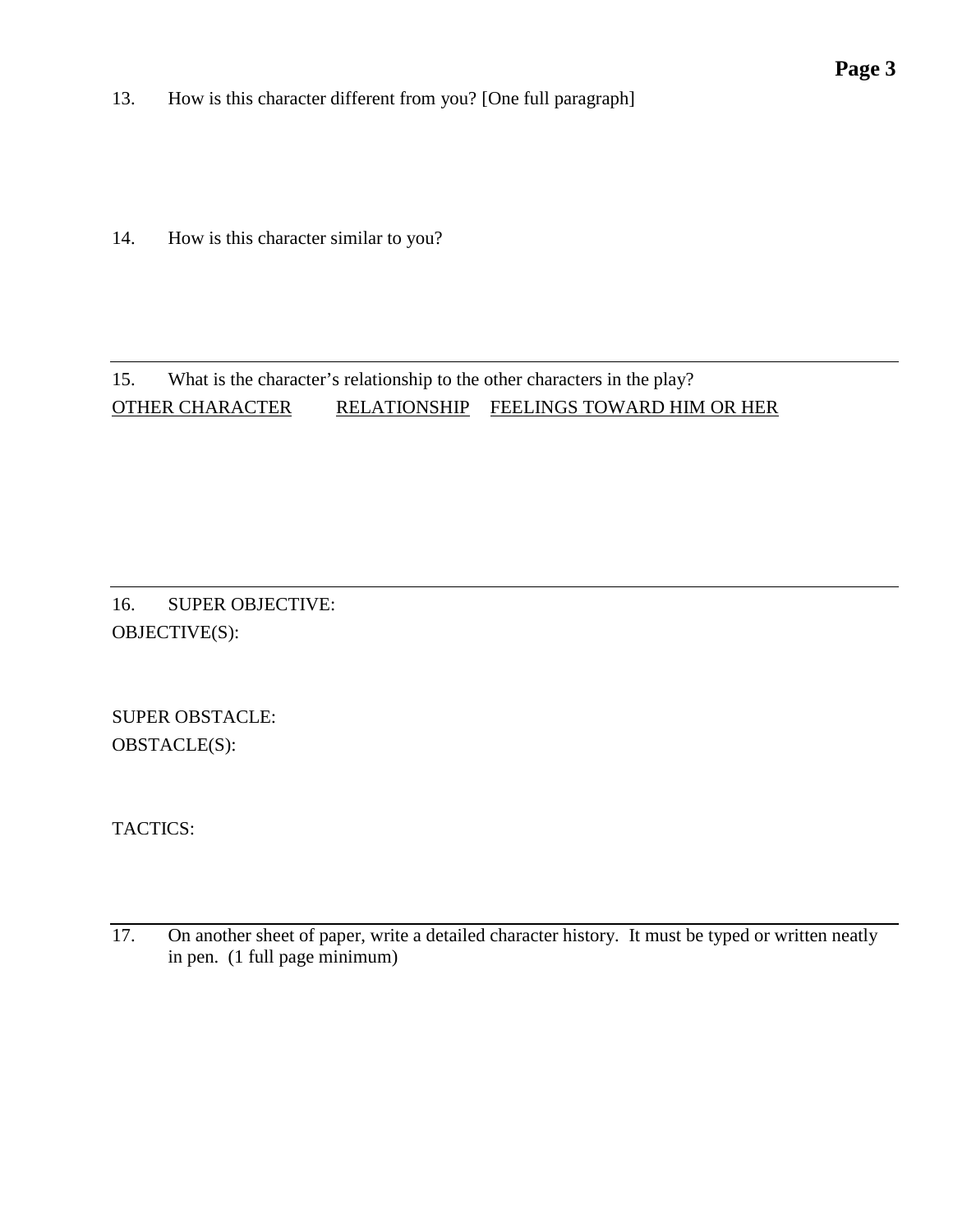13. How is this character different from you? [One full paragraph]

14. How is this character similar to you?

---

15. What is the character's relationship to the other characters in the play?

| OTHER CHARACTER | RELATIONSHIP | FEELINGS TOWARD HIM OR HER |
|---|---|---|

---

16. SUPER OBJECTIVE:

OBJECTIVE(S):

SUPER OBSTACLE:

OBSTACLE(S):

TACTICS:

---

17. On another sheet of paper, write a detailed character history. It must be typed or written neatly in pen. (1 full page minimum)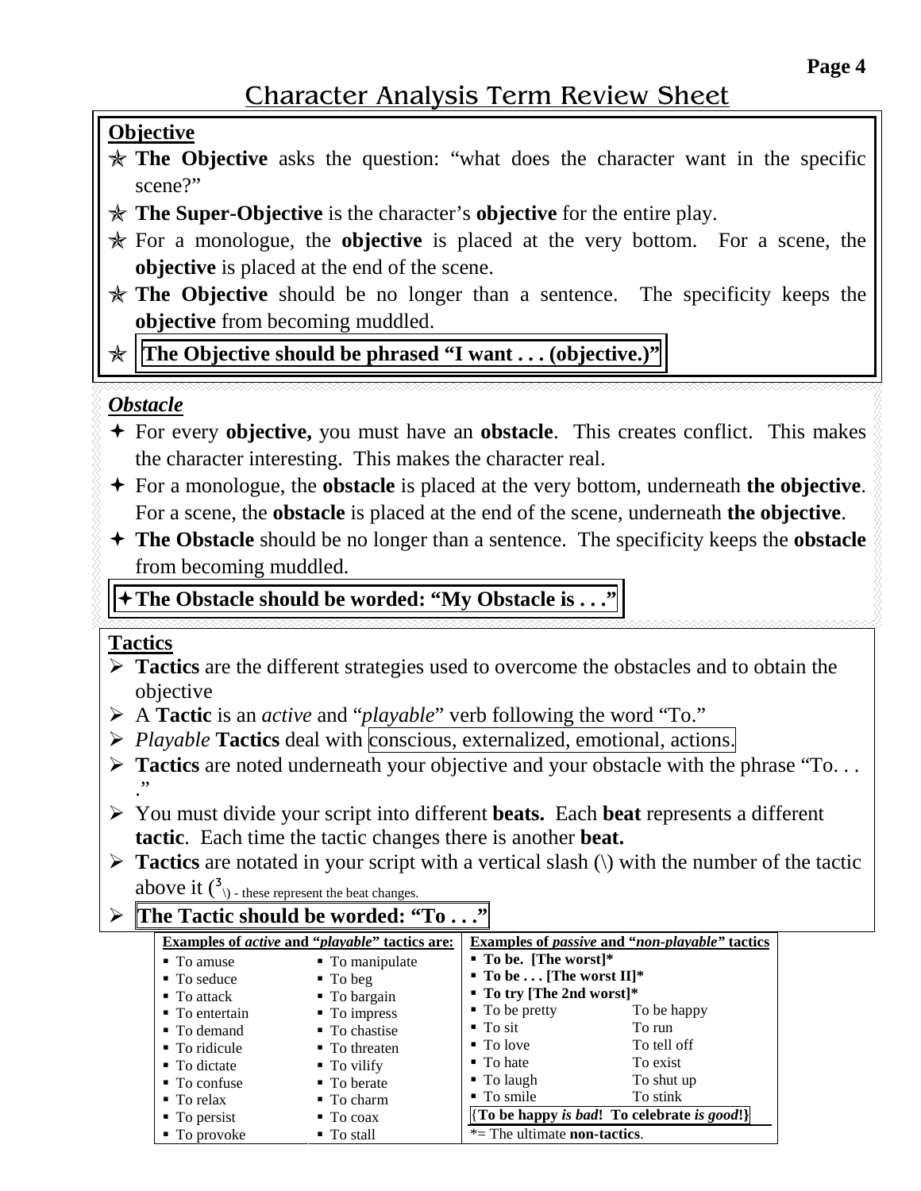# Character Analysis Term Review Sheet

## Objective

- **The Objective** asks the question: "what does the character want in the specific scene?"
- **The Super-Objective** is the character's **objective** for the entire play.
- For a monologue, the **objective** is placed at the very bottom. For a scene, the **objective** is placed at the end of the scene.
- **The Objective** should be no longer than a sentence. The specificity keeps the **objective** from becoming muddled.
- **The Objective should be phrased "I want . . . (objective.)"**

## *Obstacle*

- For every **objective,** you must have an **obstacle**. This creates conflict. This makes the character interesting. This makes the character real.
- For a monologue, the **obstacle** is placed at the very bottom, underneath **the objective**. For a scene, the **obstacle** is placed at the end of the scene, underneath **the objective**.
- **The Obstacle** should be no longer than a sentence. The specificity keeps the **obstacle** from becoming muddled.
- **The Obstacle should be worded: "My Obstacle is . . ."**

## Tactics

- **Tactics** are the different strategies used to overcome the obstacles and to obtain the objective
- A **Tactic** is an *active* and "*playable*" verb following the word "To."
- *Playable* **Tactics** deal with conscious, externalized, emotional, actions.
- **Tactics** are noted underneath your objective and your obstacle with the phrase "To. . . ."
- You must divide your script into different **beats.** Each **beat** represents a different **tactic**. Each time the tactic changes there is another **beat.**
- **Tactics** are notated in your script with a vertical slash (\) with the number of the tactic above it ($^{3}$\) - these represent the beat changes.
- **The Tactic should be worded: "To . . ."**

| **Examples of *active* and "*playable*" tactics are:** | | **Examples of *passive* and "*non-playable*" tactics** | |
|---|---|---|---|
| To amuse | To manipulate | **To be. [The worst]*** | |
| To seduce | To beg | **To be . . . [The worst II]*** | |
| To attack | To bargain | **To try [The 2nd worst]*** | |
| To entertain | To impress | To be pretty | To be happy |
| To demand | To chastise | To sit | To run |
| To ridicule | To threaten | To love | To tell off |
| To dictate | To vilify | To hate | To exist |
| To confuse | To berate | To laugh | To shut up |
| To relax | To charm | To smile | To stink |
| To persist | To coax | {**To be happy *is bad*! To celebrate *is good*!**} | |
| To provoke | To stall | *= The ultimate **non-tactics**. | |